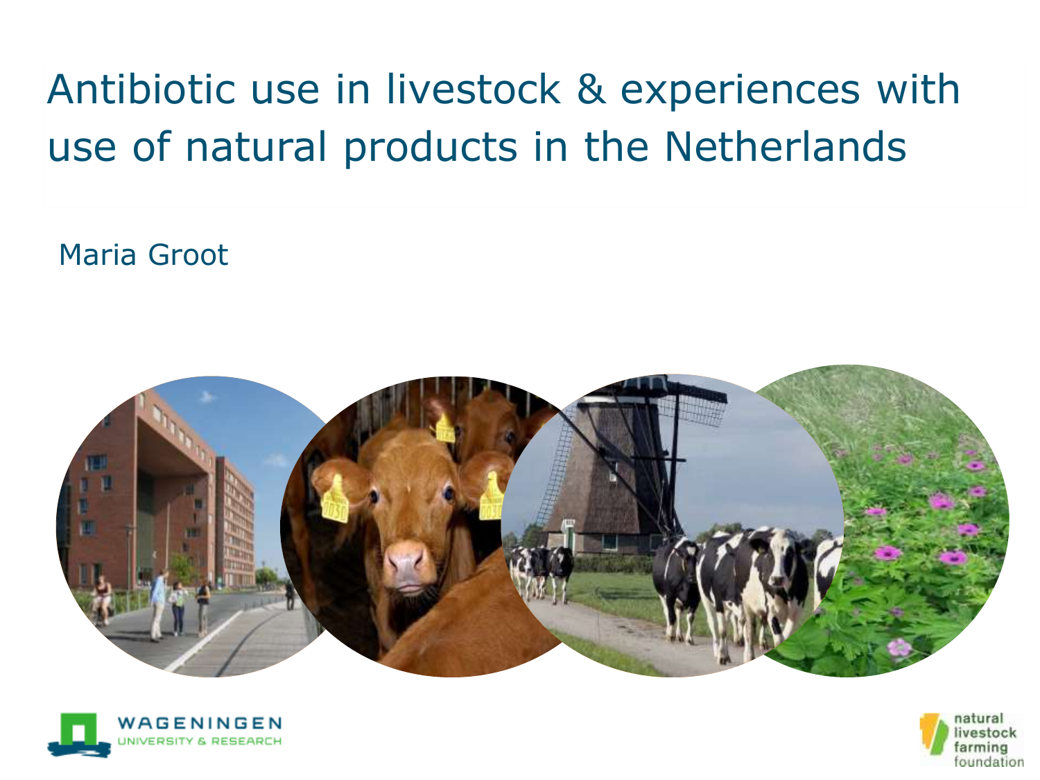# Antibiotic use in livestock & experiences with use of natural products in the Netherlands

Maria Groot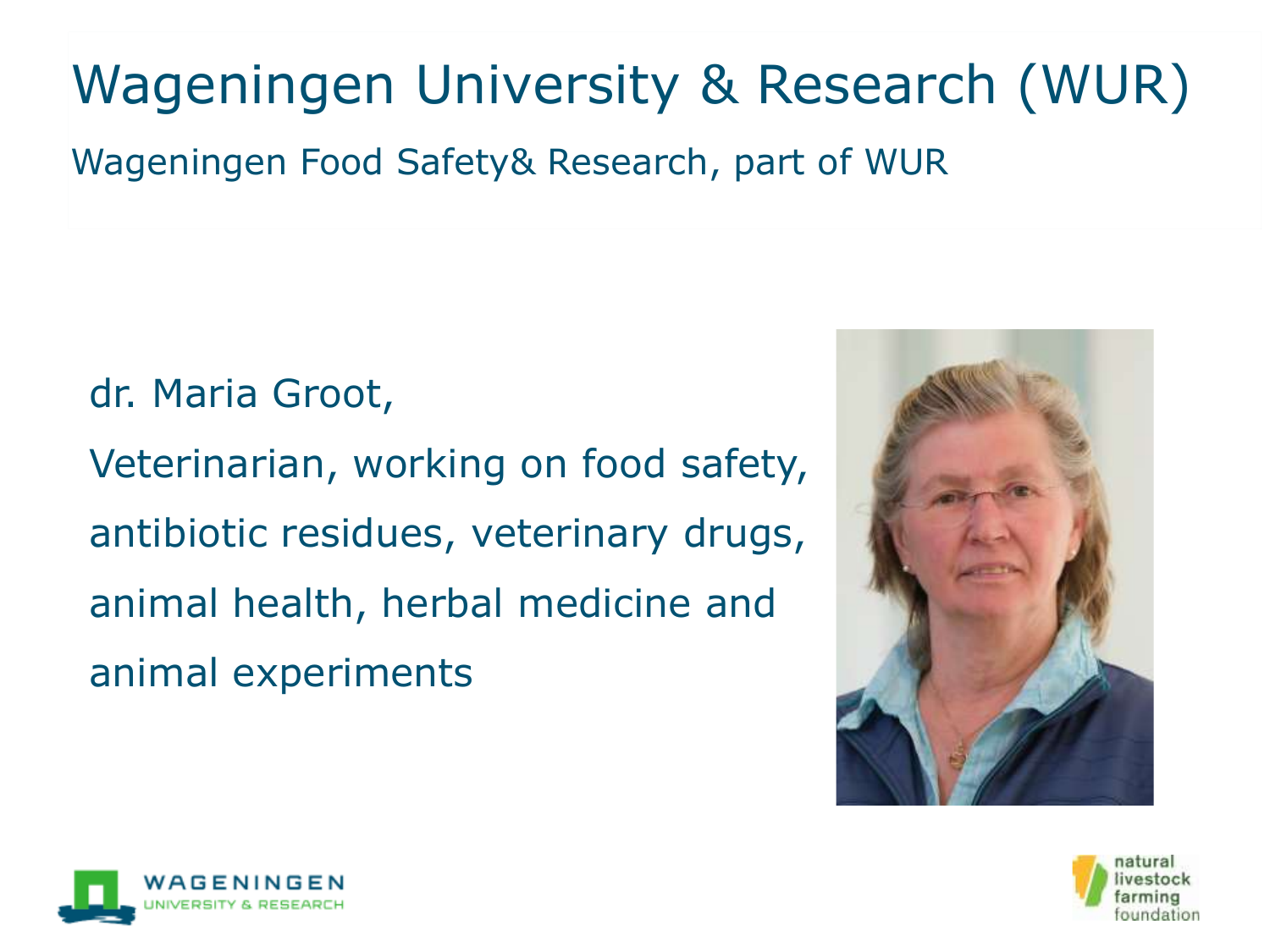# Wageningen University & Research (WUR)

Wageningen Food Safety& Research, part of WUR

dr. Maria Groot,

Veterinarian, working on food safety, antibiotic residues, veterinary drugs, animal health, herbal medicine and animal experiments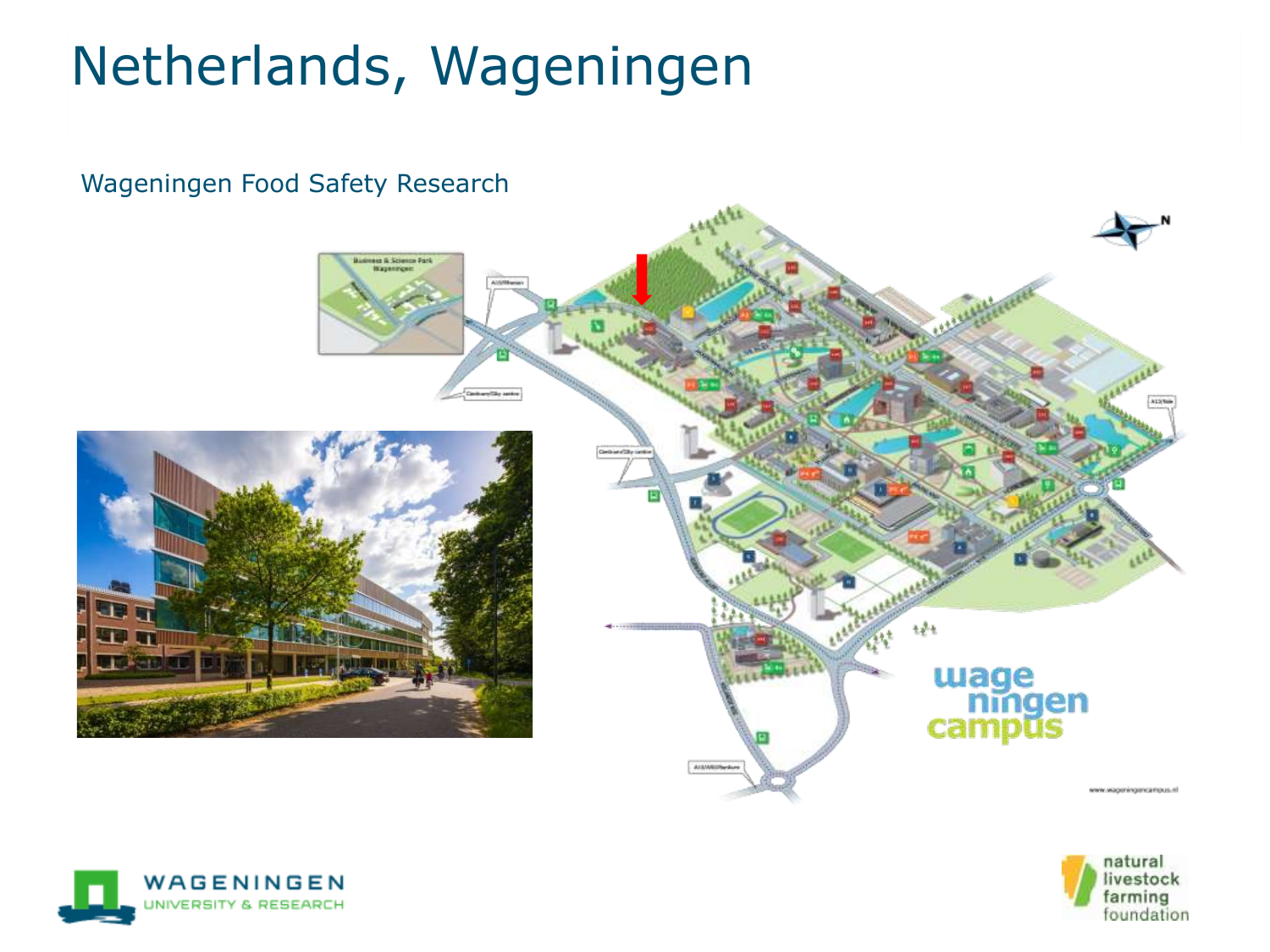# Netherlands, Wageningen

Wageningen Food Safety Research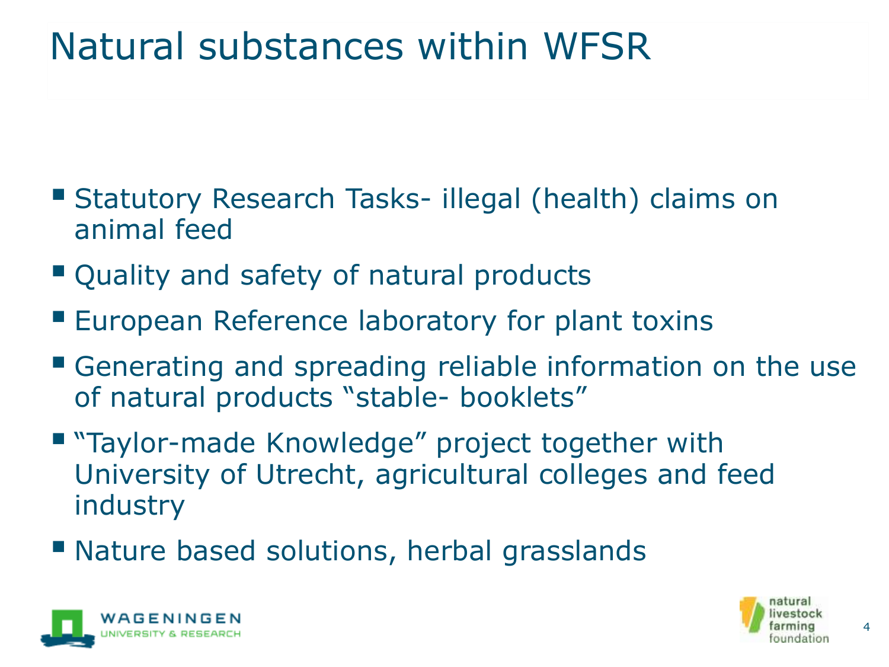# Natural substances within WFSR

- Statutory Research Tasks- illegal (health) claims on animal feed
- Quality and safety of natural products
- European Reference laboratory for plant toxins
- Generating and spreading reliable information on the use of natural products “stable- booklets”
- “Taylor-made Knowledge” project together with University of Utrecht, agricultural colleges and feed industry
- Nature based solutions, herbal grasslands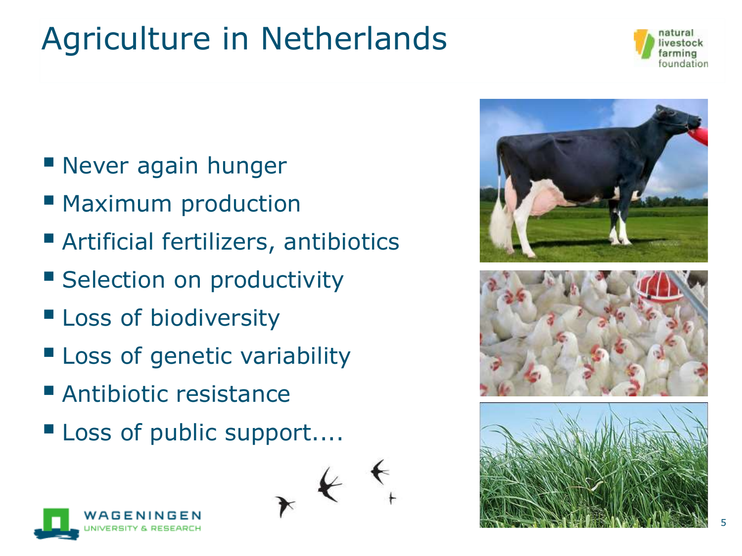# Agriculture in Netherlands

- Never again hunger
- Maximum production
- Artificial fertilizers, antibiotics
- Selection on productivity
- Loss of biodiversity
- Loss of genetic variability
- Antibiotic resistance
- Loss of public support....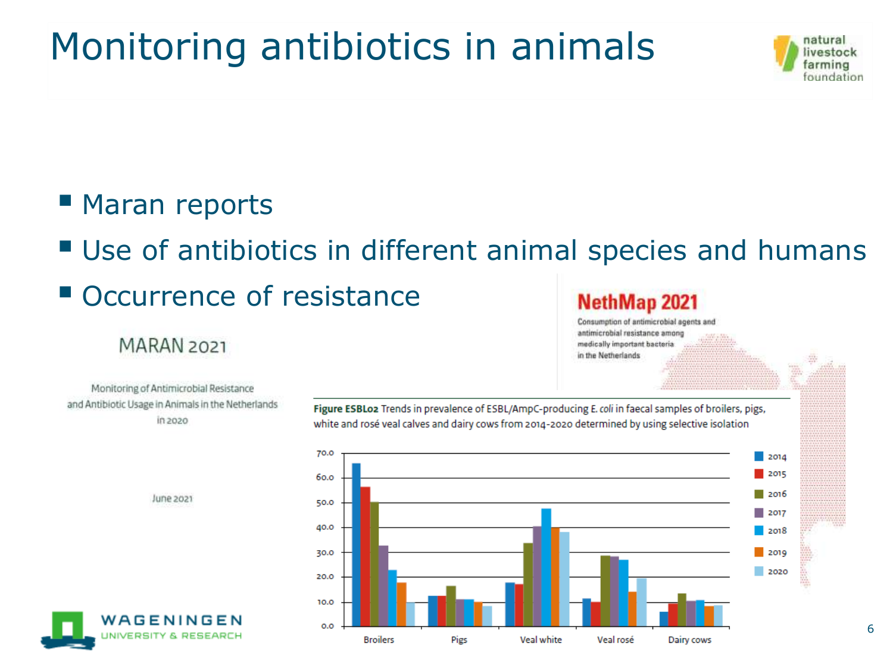# Monitoring antibiotics in animals

- Maran reports
- Use of antibiotics in different animal species and humans
- Occurrence of resistance

MARAN 2021

Monitoring of Antimicrobial Resistance and Antibiotic Usage in Animals in the Netherlands in 2020

June 2021

NethMap 2021

Consumption of antimicrobial agents and antimicrobial resistance among medically important bacteria in the Netherlands

**Figure ESBL02** Trends in prevalence of ESBL/AmpC-producing *E. coli* in faecal samples of broilers, pigs, white and rosé veal calves and dairy cows from 2014-2020 determined by using selective isolation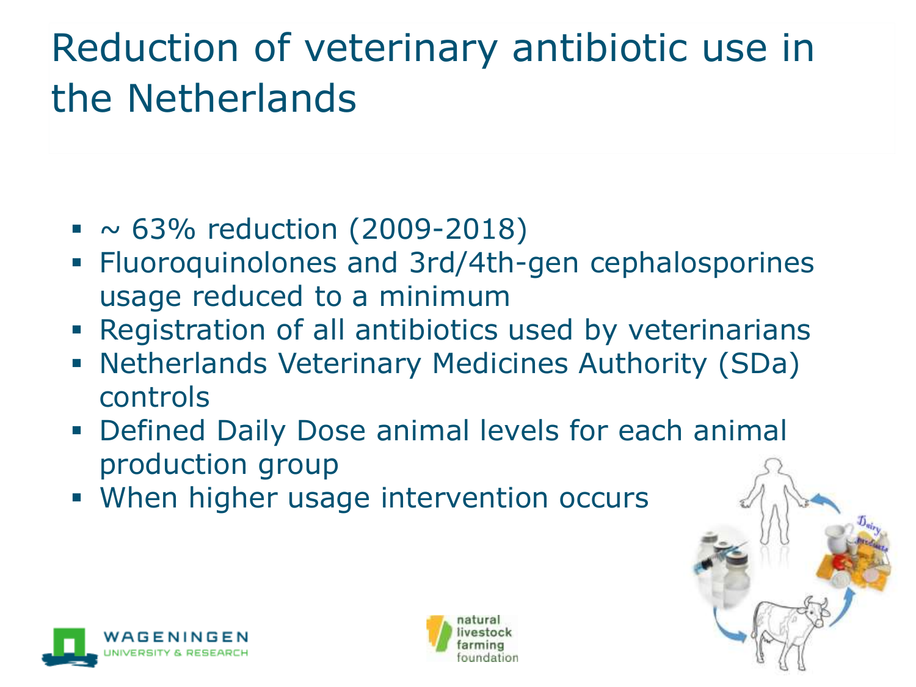# Reduction of veterinary antibiotic use in the Netherlands

- ~ 63% reduction (2009-2018)
- Fluoroquinolones and 3rd/4th-gen cephalosporines usage reduced to a minimum
- Registration of all antibiotics used by veterinarians
- Netherlands Veterinary Medicines Authority (SDa) controls
- Defined Daily Dose animal levels for each animal production group
- When higher usage intervention occurs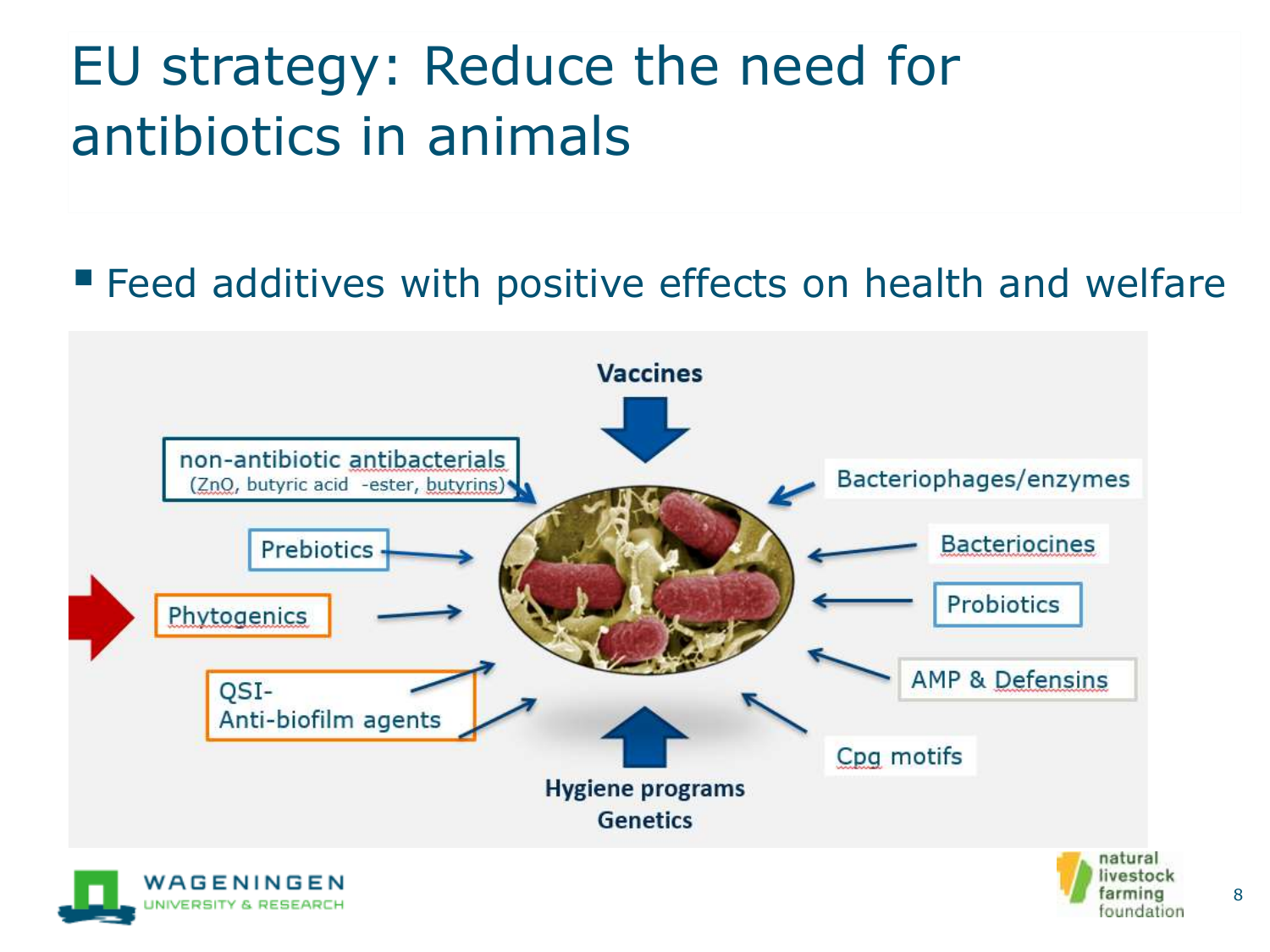# EU strategy: Reduce the need for antibiotics in animals

- Feed additives with positive effects on health and welfare

Vaccines

non-antibiotic antibacterials (ZnO, butyric acid -ester, butyrins)

Prebiotics

Phytogenics

QSI-
Anti-biofilm agents

Bacteriophages/enzymes

Bacteriocines

Probiotics

AMP & Defensins

Cpg motifs

Hygiene programs
Genetics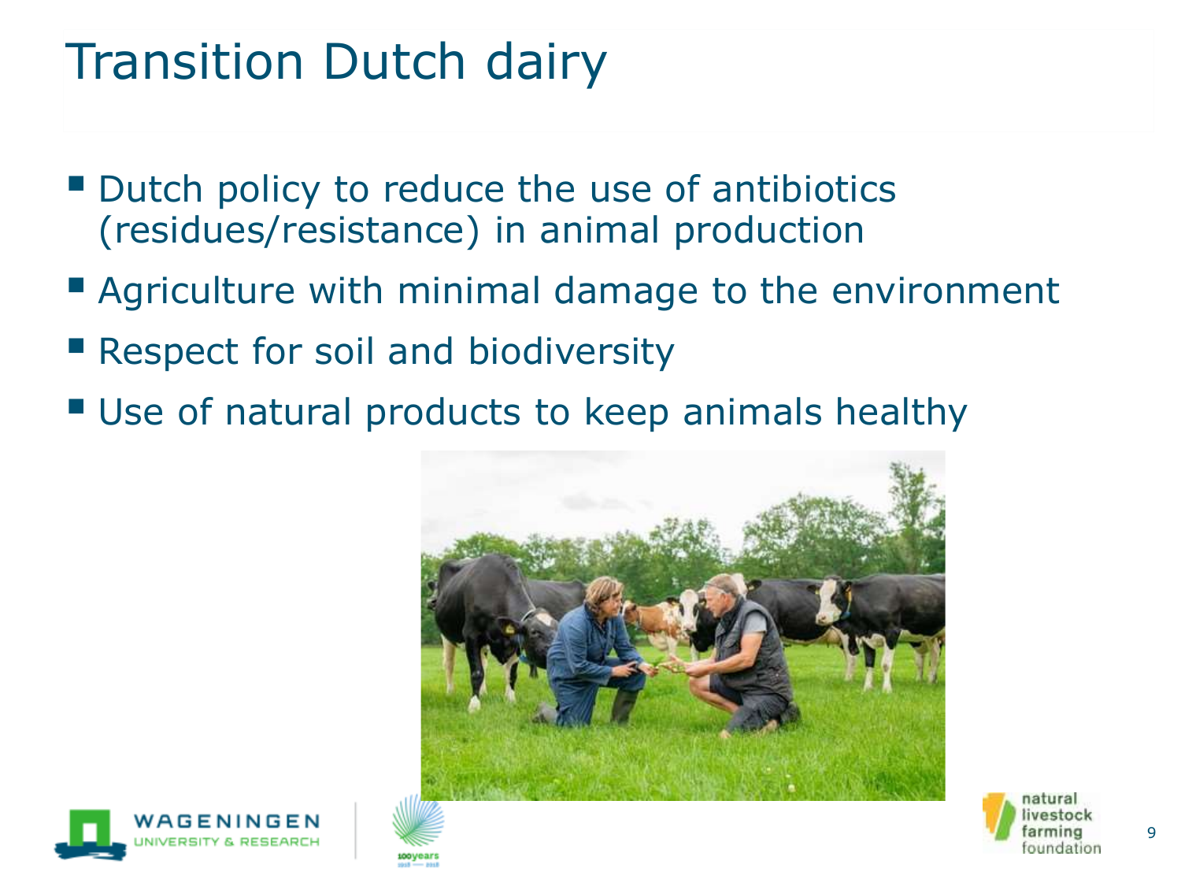# Transition Dutch dairy

- Dutch policy to reduce the use of antibiotics (residues/resistance) in animal production
- Agriculture with minimal damage to the environment
- Respect for soil and biodiversity
- Use of natural products to keep animals healthy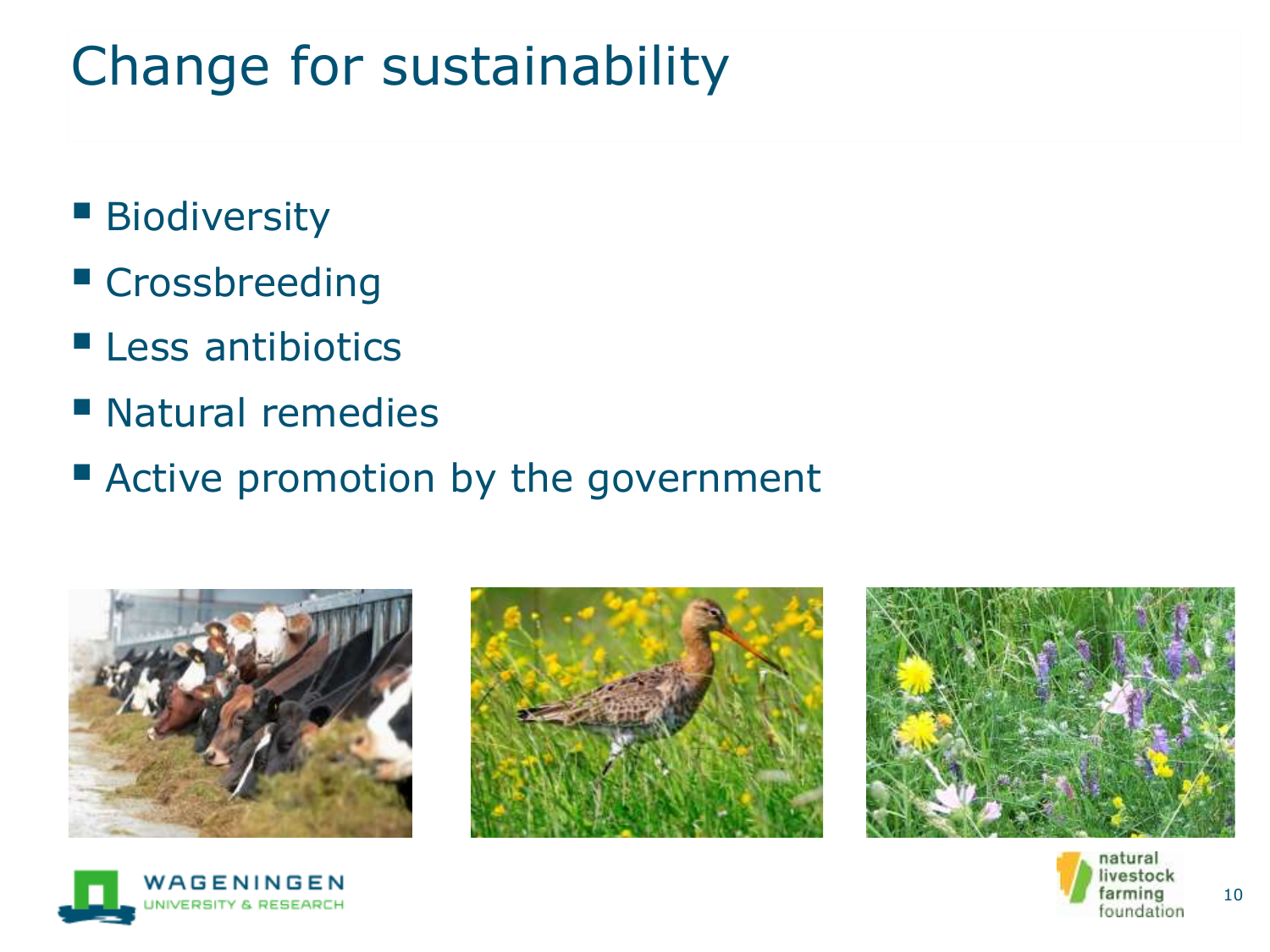# Change for sustainability

- Biodiversity
- Crossbreeding
- Less antibiotics
- Natural remedies
- Active promotion by the government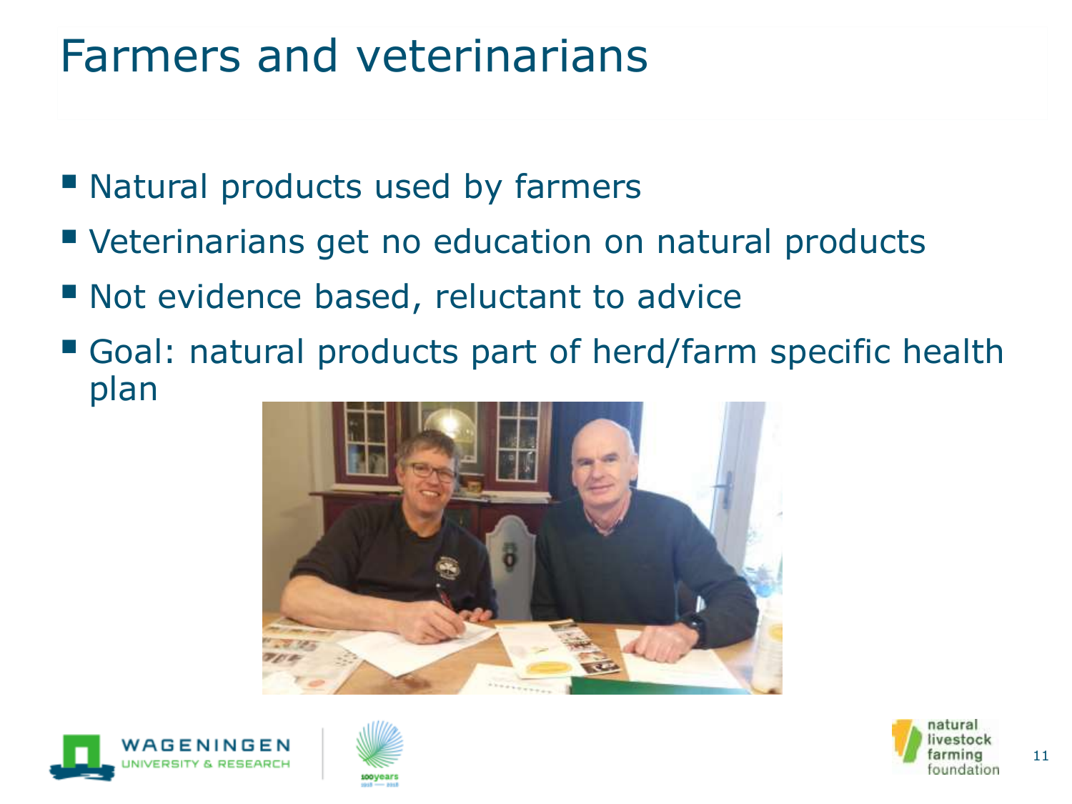# Farmers and veterinarians

- Natural products used by farmers
- Veterinarians get no education on natural products
- Not evidence based, reluctant to advice
- Goal: natural products part of herd/farm specific health plan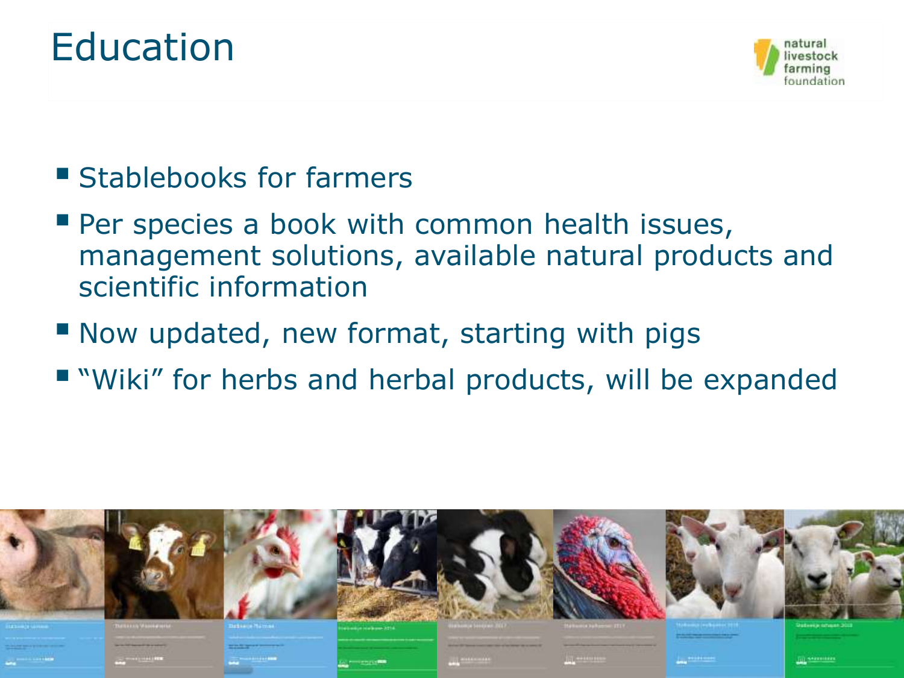# Education

natural livestock farming foundation

- Stablebooks for farmers
- Per species a book with common health issues, management solutions, available natural products and scientific information
- Now updated, new format, starting with pigs
- "Wiki" for herbs and herbal products, will be expanded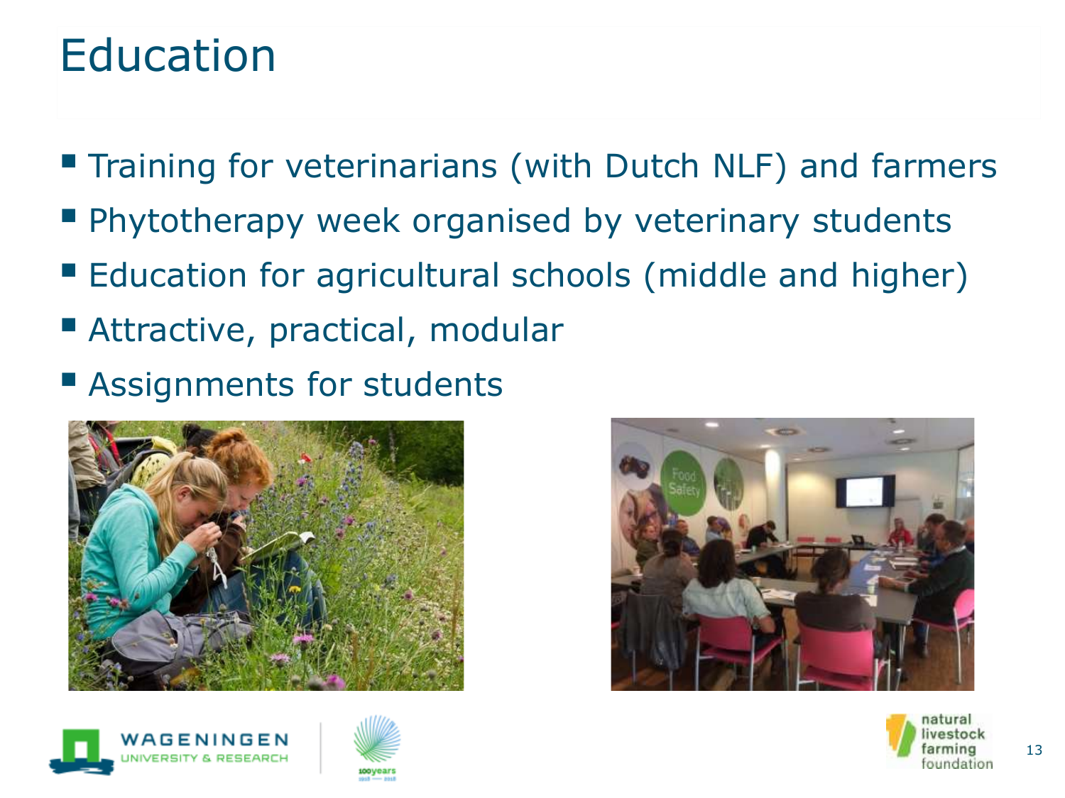# Education

- Training for veterinarians (with Dutch NLF) and farmers
- Phytotherapy week organised by veterinary students
- Education for agricultural schools (middle and higher)
- Attractive, practical, modular
- Assignments for students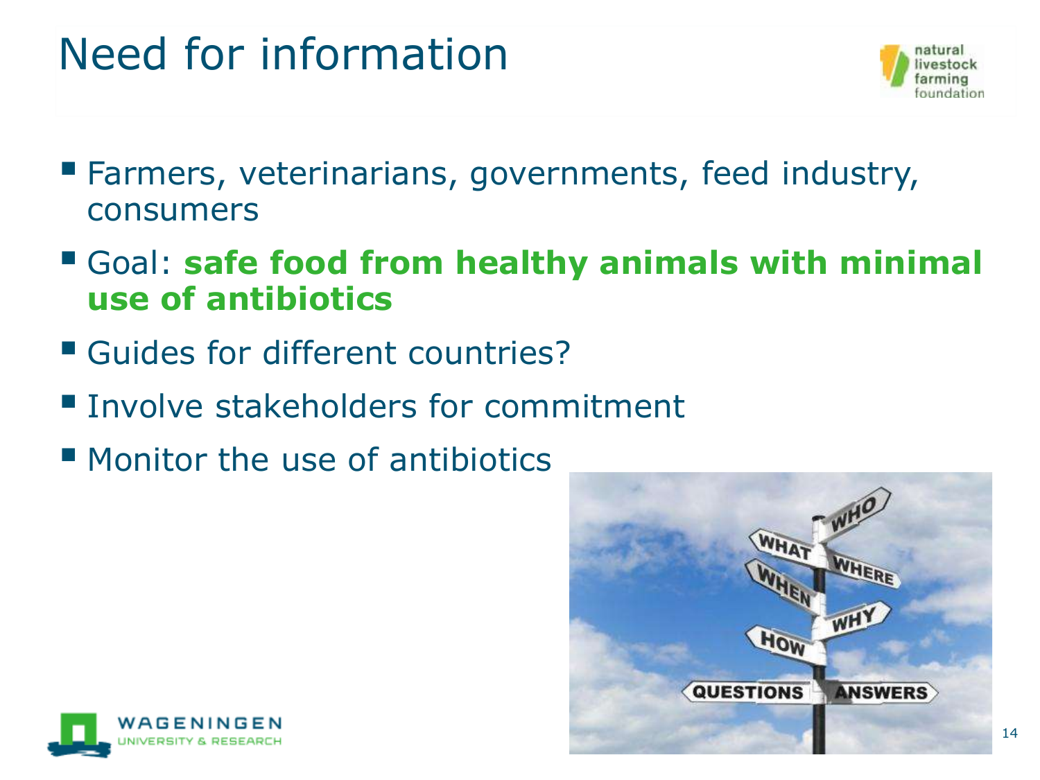# Need for information

- Farmers, veterinarians, governments, feed industry, consumers
- Goal: **safe food from healthy animals with minimal use of antibiotics**
- Guides for different countries?
- Involve stakeholders for commitment
- Monitor the use of antibiotics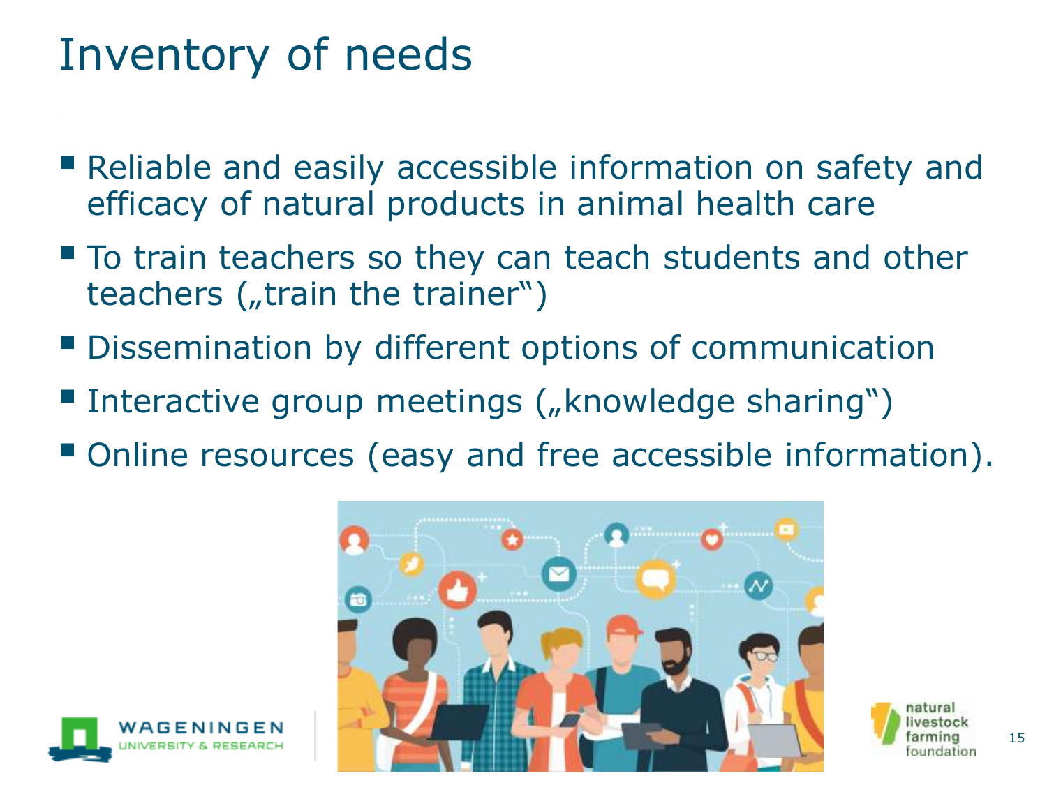# Inventory of needs

- Reliable and easily accessible information on safety and efficacy of natural products in animal health care
- To train teachers so they can teach students and other teachers („train the trainer")
- Dissemination by different options of communication
- Interactive group meetings („knowledge sharing")
- Online resources (easy and free accessible information).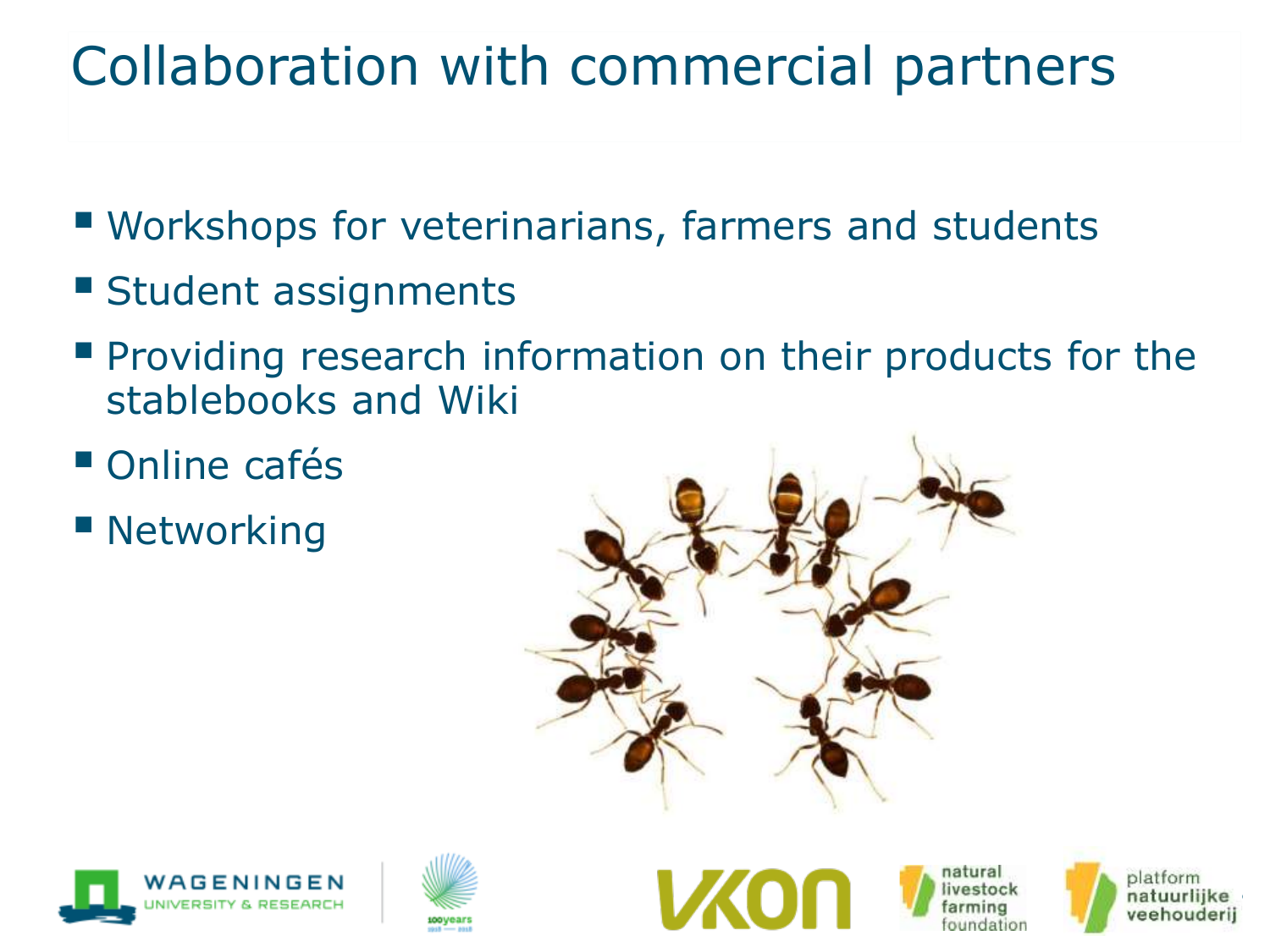# Collaboration with commercial partners

- Workshops for veterinarians, farmers and students
- Student assignments
- Providing research information on their products for the stablebooks and Wiki
- Online cafés
- Networking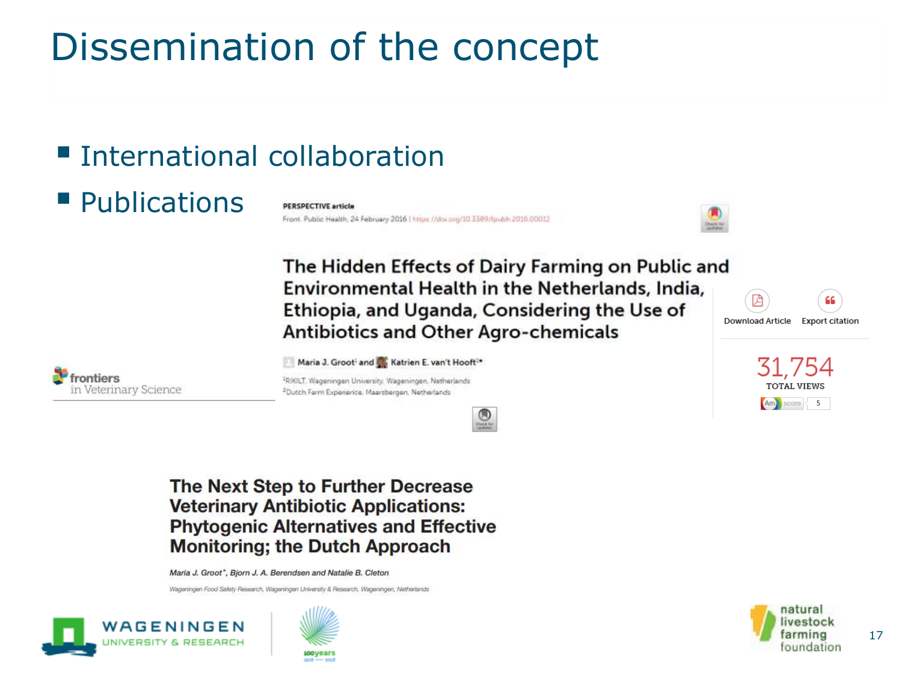# Dissemination of the concept

- International collaboration
- Publications

PERSPECTIVE article

Front. Public Health, 24 February 2016 | https://doi.org/10.3389/fpubh.2016.00012

## The Hidden Effects of Dairy Farming on Public and Environmental Health in the Netherlands, India, Ethiopia, and Uganda, Considering the Use of Antibiotics and Other Agro-chemicals

Maria J. Groot[1] and Katrien E. van't Hooft[2]*

[1]RIKILT, Wageningen University, Wageningen, Netherlands
[2]Dutch Farm Experience, Maarsbergen, Netherlands

Download Article | Export citation

31,754 TOTAL VIEWS

Am score 5

frontiers in Veterinary Science

## The Next Step to Further Decrease Veterinary Antibiotic Applications: Phytogenic Alternatives and Effective Monitoring; the Dutch Approach

*Maria J. Groot*, Bjorn J. A. Berendsen and Natalie B. Cleton*

*Wageningen Food Safety Research, Wageningen University & Research, Wageningen, Netherlands*

WAGENINGEN UNIVERSITY & RESEARCH

100years 1918 — 2018

natural livestock farming foundation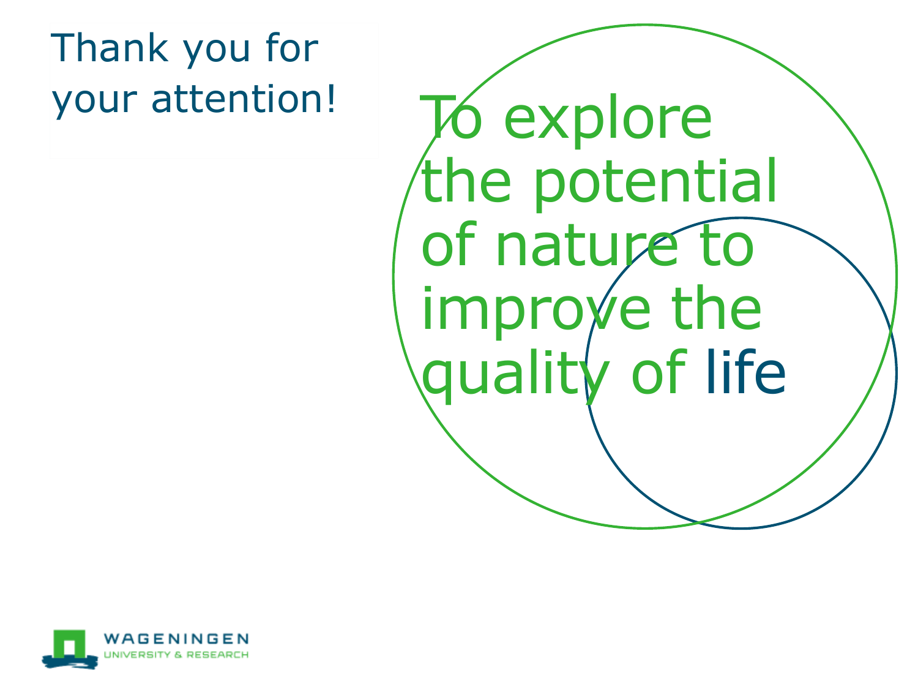# Thank you for your attention!

To explore the potential of nature to improve the quality of life

WAGENINGEN
UNIVERSITY & RESEARCH